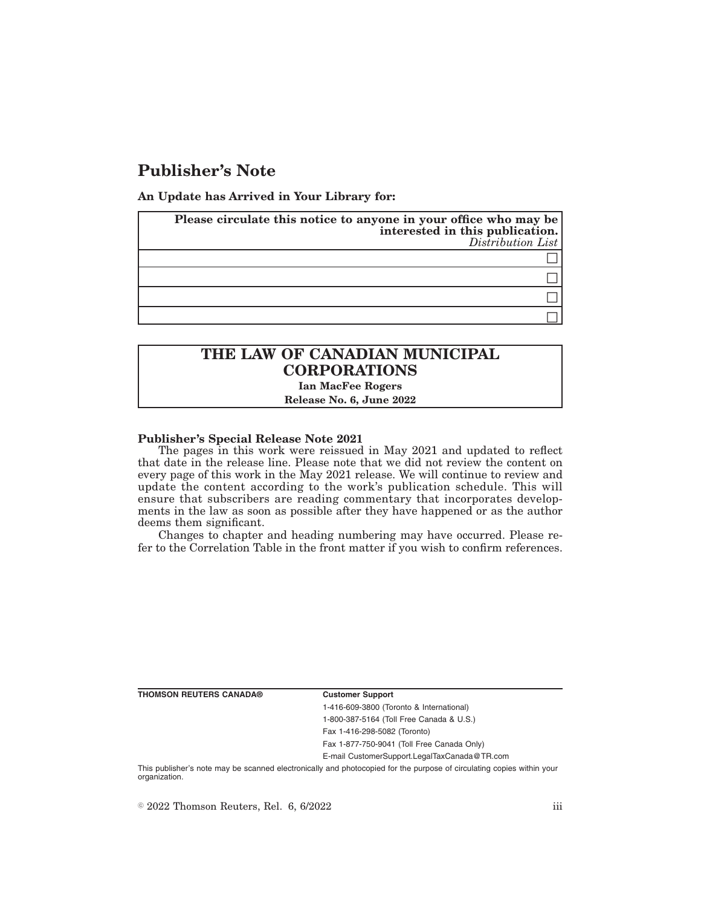# Publisher's Note

**An Update has Arrived in Your Library for:**

| **Please circulate this notice to anyone in your office who may be interested in this publication.** *Distribution List* |
| --- |
| ☐ |
| ☐ |
| ☐ |
| ☐ |

## THE LAW OF CANADIAN MUNICIPAL CORPORATIONS

**Ian MacFee Rogers**

**Release No. 6, June 2022**

**Publisher's Special Release Note 2021**

The pages in this work were reissued in May 2021 and updated to reflect that date in the release line. Please note that we did not review the content on every page of this work in the May 2021 release. We will continue to review and update the content according to the work's publication schedule. This will ensure that subscribers are reading commentary that incorporates developments in the law as soon as possible after they have happened or as the author deems them significant.

Changes to chapter and heading numbering may have occurred. Please refer to the Correlation Table in the front matter if you wish to confirm references.

**THOMSON REUTERS CANADA®**

**Customer Support**

1-416-609-3800 (Toronto & International)

1-800-387-5164 (Toll Free Canada & U.S.)

Fax 1-416-298-5082 (Toronto)

Fax 1-877-750-9041 (Toll Free Canada Only)

E-mail CustomerSupport.LegalTaxCanada@TR.com

This publisher's note may be scanned electronically and photocopied for the purpose of circulating copies within your organization.

© 2022 Thomson Reuters, Rel. 6, 6/2022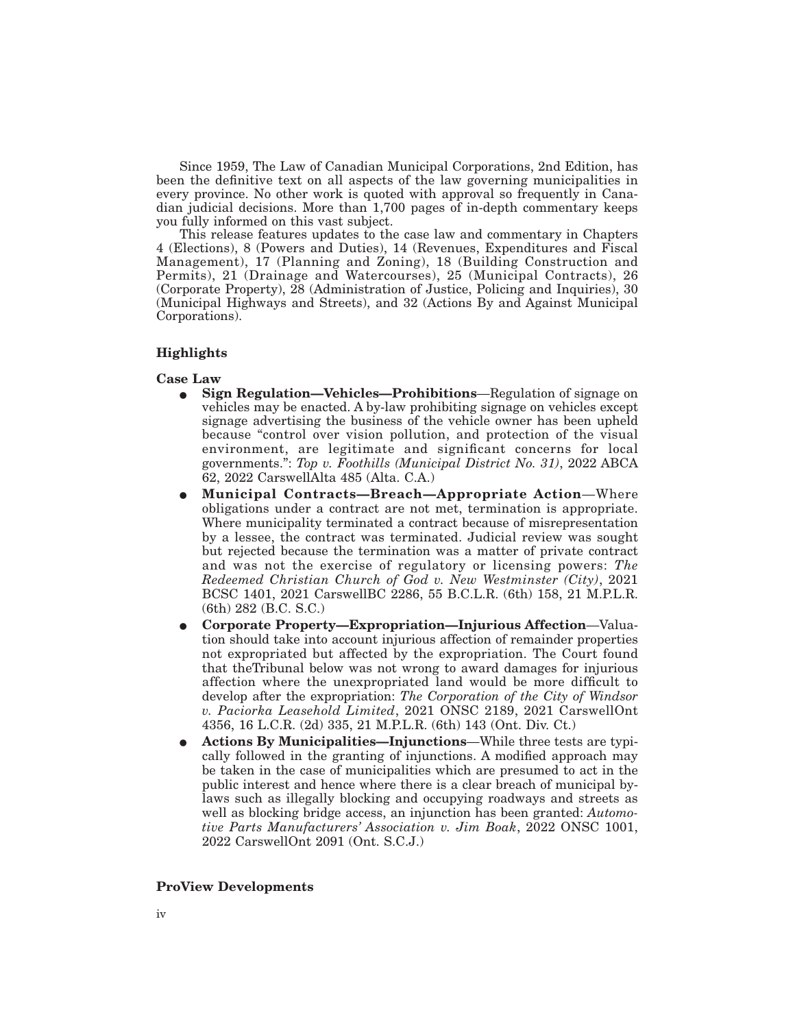Since 1959, The Law of Canadian Municipal Corporations, 2nd Edition, has been the definitive text on all aspects of the law governing municipalities in every province. No other work is quoted with approval so frequently in Canadian judicial decisions. More than 1,700 pages of in-depth commentary keeps you fully informed on this vast subject.

This release features updates to the case law and commentary in Chapters 4 (Elections), 8 (Powers and Duties), 14 (Revenues, Expenditures and Fiscal Management), 17 (Planning and Zoning), 18 (Building Construction and Permits), 21 (Drainage and Watercourses), 25 (Municipal Contracts), 26 (Corporate Property), 28 (Administration of Justice, Policing and Inquiries), 30 (Municipal Highways and Streets), and 32 (Actions By and Against Municipal Corporations).

### Highlights

**Case Law**

- **Sign Regulation—Vehicles—Prohibitions**—Regulation of signage on vehicles may be enacted. A by-law prohibiting signage on vehicles except signage advertising the business of the vehicle owner has been upheld because "control over vision pollution, and protection of the visual environment, are legitimate and significant concerns for local governments.": *Top v. Foothills (Municipal District No. 31)*, 2022 ABCA 62, 2022 CarswellAlta 485 (Alta. C.A.)
- **Municipal Contracts—Breach—Appropriate Action**—Where obligations under a contract are not met, termination is appropriate. Where municipality terminated a contract because of misrepresentation by a lessee, the contract was terminated. Judicial review was sought but rejected because the termination was a matter of private contract and was not the exercise of regulatory or licensing powers: *The Redeemed Christian Church of God v. New Westminster (City)*, 2021 BCSC 1401, 2021 CarswellBC 2286, 55 B.C.L.R. (6th) 158, 21 M.P.L.R. (6th) 282 (B.C. S.C.)
- **Corporate Property—Expropriation—Injurious Affection**—Valuation should take into account injurious affection of remainder properties not expropriated but affected by the expropriation. The Court found that theTribunal below was not wrong to award damages for injurious affection where the unexpropriated land would be more difficult to develop after the expropriation: *The Corporation of the City of Windsor v. Paciorka Leasehold Limited*, 2021 ONSC 2189, 2021 CarswellOnt 4356, 16 L.C.R. (2d) 335, 21 M.P.L.R. (6th) 143 (Ont. Div. Ct.)
- **Actions By Municipalities—Injunctions**—While three tests are typically followed in the granting of injunctions. A modified approach may be taken in the case of municipalities which are presumed to act in the public interest and hence where there is a clear breach of municipal by-laws such as illegally blocking and occupying roadways and streets as well as blocking bridge access, an injunction has been granted: *Automotive Parts Manufacturers' Association v. Jim Boak*, 2022 ONSC 1001, 2022 CarswellOnt 2091 (Ont. S.C.J.)

### ProView Developments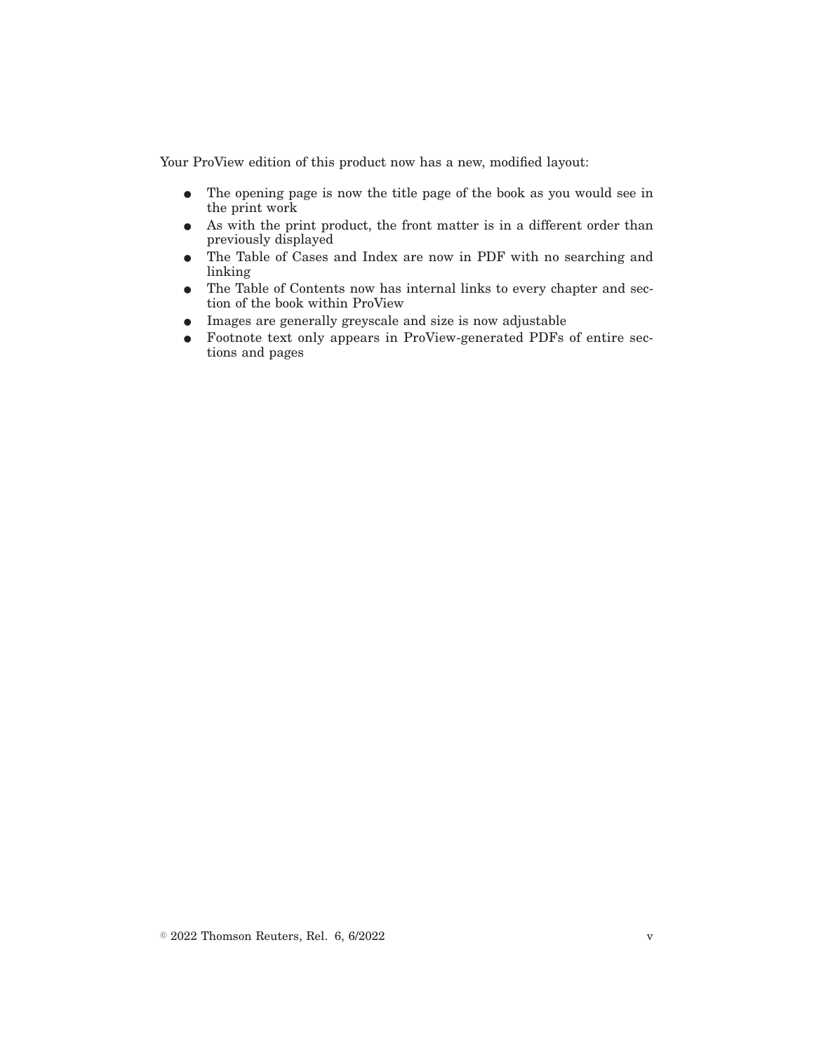Your ProView edition of this product now has a new, modified layout:

- The opening page is now the title page of the book as you would see in the print work
- As with the print product, the front matter is in a different order than previously displayed
- The Table of Cases and Index are now in PDF with no searching and linking
- The Table of Contents now has internal links to every chapter and section of the book within ProView
- Images are generally greyscale and size is now adjustable
- Footnote text only appears in ProView-generated PDFs of entire sections and pages